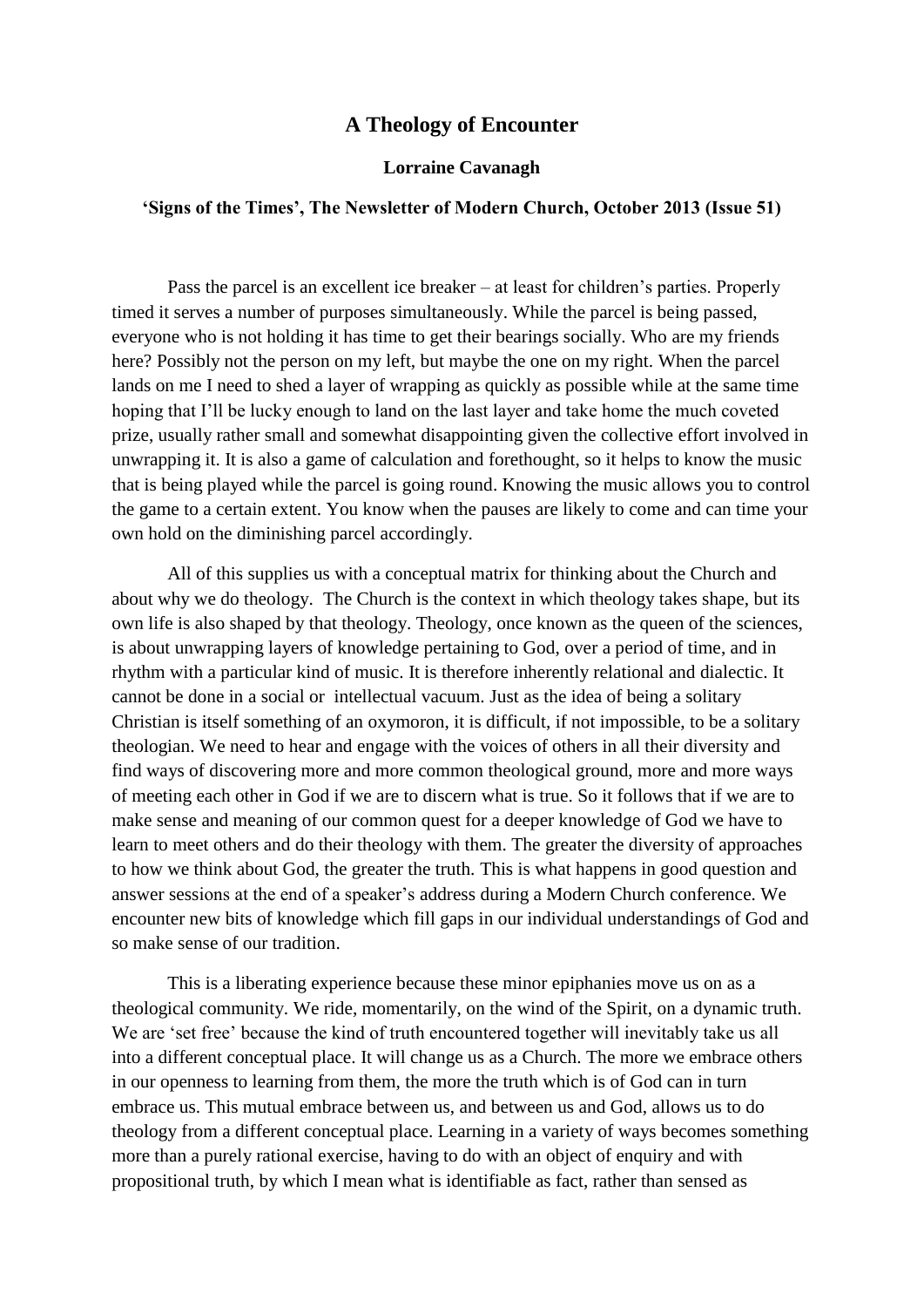# A Theology of Encounter

**Lorraine Cavanagh**

**'Signs of the Times', The Newsletter of Modern Church, October 2013 (Issue 51)**

Pass the parcel is an excellent ice breaker – at least for children's parties. Properly timed it serves a number of purposes simultaneously. While the parcel is being passed, everyone who is not holding it has time to get their bearings socially. Who are my friends here? Possibly not the person on my left, but maybe the one on my right. When the parcel lands on me I need to shed a layer of wrapping as quickly as possible while at the same time hoping that I'll be lucky enough to land on the last layer and take home the much coveted prize, usually rather small and somewhat disappointing given the collective effort involved in unwrapping it. It is also a game of calculation and forethought, so it helps to know the music that is being played while the parcel is going round. Knowing the music allows you to control the game to a certain extent. You know when the pauses are likely to come and can time your own hold on the diminishing parcel accordingly.

All of this supplies us with a conceptual matrix for thinking about the Church and about why we do theology. The Church is the context in which theology takes shape, but its own life is also shaped by that theology. Theology, once known as the queen of the sciences, is about unwrapping layers of knowledge pertaining to God, over a period of time, and in rhythm with a particular kind of music. It is therefore inherently relational and dialectic. It cannot be done in a social or intellectual vacuum. Just as the idea of being a solitary Christian is itself something of an oxymoron, it is difficult, if not impossible, to be a solitary theologian. We need to hear and engage with the voices of others in all their diversity and find ways of discovering more and more common theological ground, more and more ways of meeting each other in God if we are to discern what is true. So it follows that if we are to make sense and meaning of our common quest for a deeper knowledge of God we have to learn to meet others and do their theology with them. The greater the diversity of approaches to how we think about God, the greater the truth. This is what happens in good question and answer sessions at the end of a speaker's address during a Modern Church conference. We encounter new bits of knowledge which fill gaps in our individual understandings of God and so make sense of our tradition.

This is a liberating experience because these minor epiphanies move us on as a theological community. We ride, momentarily, on the wind of the Spirit, on a dynamic truth. We are 'set free' because the kind of truth encountered together will inevitably take us all into a different conceptual place. It will change us as a Church. The more we embrace others in our openness to learning from them, the more the truth which is of God can in turn embrace us. This mutual embrace between us, and between us and God, allows us to do theology from a different conceptual place. Learning in a variety of ways becomes something more than a purely rational exercise, having to do with an object of enquiry and with propositional truth, by which I mean what is identifiable as fact, rather than sensed as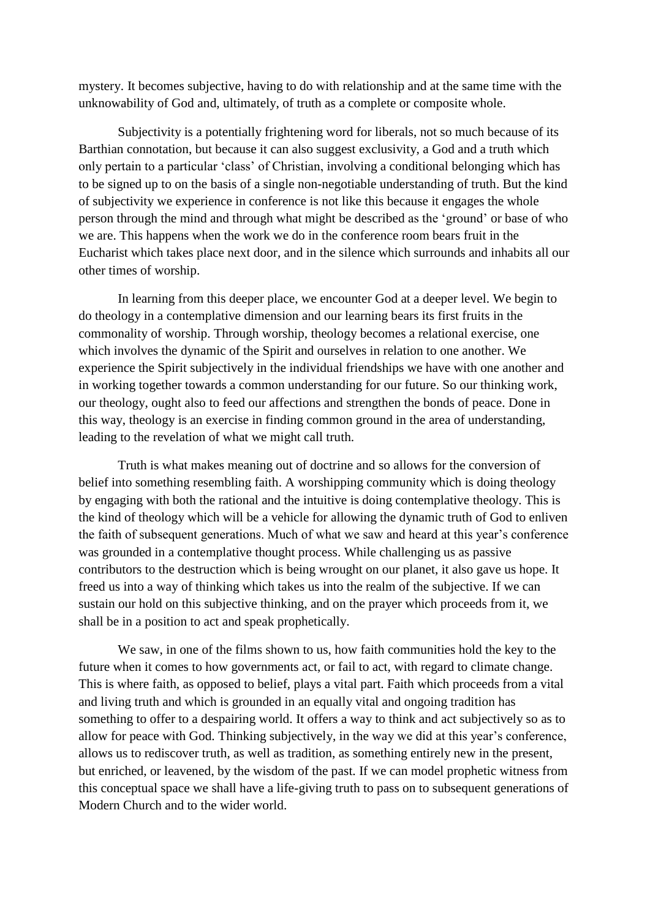mystery. It becomes subjective, having to do with relationship and at the same time with the unknowability of God and, ultimately, of truth as a complete or composite whole.

Subjectivity is a potentially frightening word for liberals, not so much because of its Barthian connotation, but because it can also suggest exclusivity, a God and a truth which only pertain to a particular 'class' of Christian, involving a conditional belonging which has to be signed up to on the basis of a single non-negotiable understanding of truth. But the kind of subjectivity we experience in conference is not like this because it engages the whole person through the mind and through what might be described as the 'ground' or base of who we are. This happens when the work we do in the conference room bears fruit in the Eucharist which takes place next door, and in the silence which surrounds and inhabits all our other times of worship.

In learning from this deeper place, we encounter God at a deeper level. We begin to do theology in a contemplative dimension and our learning bears its first fruits in the commonality of worship. Through worship, theology becomes a relational exercise, one which involves the dynamic of the Spirit and ourselves in relation to one another. We experience the Spirit subjectively in the individual friendships we have with one another and in working together towards a common understanding for our future. So our thinking work, our theology, ought also to feed our affections and strengthen the bonds of peace. Done in this way, theology is an exercise in finding common ground in the area of understanding, leading to the revelation of what we might call truth.

Truth is what makes meaning out of doctrine and so allows for the conversion of belief into something resembling faith. A worshipping community which is doing theology by engaging with both the rational and the intuitive is doing contemplative theology. This is the kind of theology which will be a vehicle for allowing the dynamic truth of God to enliven the faith of subsequent generations. Much of what we saw and heard at this year's conference was grounded in a contemplative thought process. While challenging us as passive contributors to the destruction which is being wrought on our planet, it also gave us hope. It freed us into a way of thinking which takes us into the realm of the subjective. If we can sustain our hold on this subjective thinking, and on the prayer which proceeds from it, we shall be in a position to act and speak prophetically.

We saw, in one of the films shown to us, how faith communities hold the key to the future when it comes to how governments act, or fail to act, with regard to climate change. This is where faith, as opposed to belief, plays a vital part. Faith which proceeds from a vital and living truth and which is grounded in an equally vital and ongoing tradition has something to offer to a despairing world. It offers a way to think and act subjectively so as to allow for peace with God. Thinking subjectively, in the way we did at this year's conference, allows us to rediscover truth, as well as tradition, as something entirely new in the present, but enriched, or leavened, by the wisdom of the past. If we can model prophetic witness from this conceptual space we shall have a life-giving truth to pass on to subsequent generations of Modern Church and to the wider world.